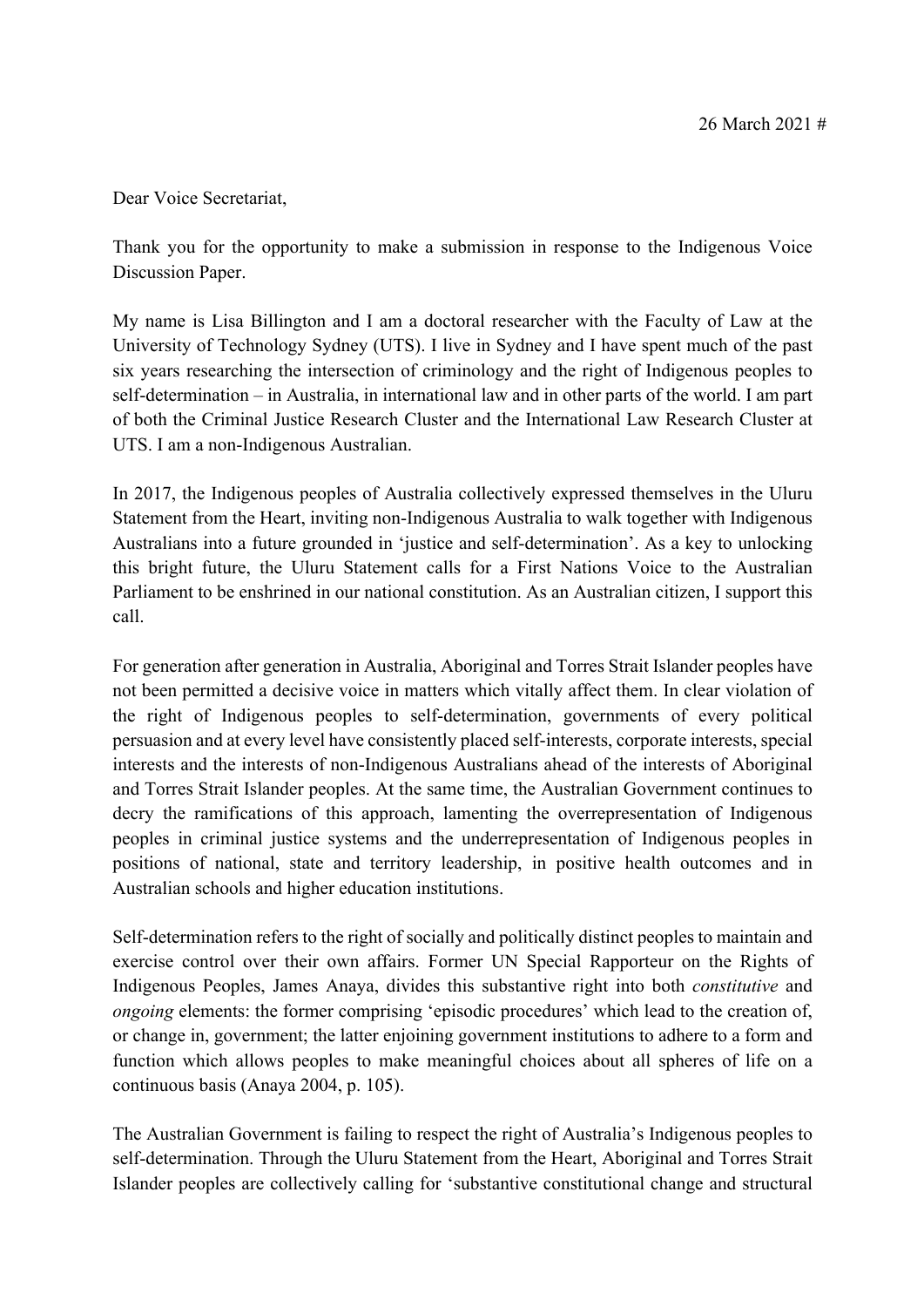26 March 2021 #

Dear Voice Secretariat,

Thank you for the opportunity to make a submission in response to the Indigenous Voice Discussion Paper.

My name is Lisa Billington and I am a doctoral researcher with the Faculty of Law at the University of Technology Sydney (UTS). I live in Sydney and I have spent much of the past six years researching the intersection of criminology and the right of Indigenous peoples to self-determination – in Australia, in international law and in other parts of the world. I am part of both the Criminal Justice Research Cluster and the International Law Research Cluster at UTS. I am a non-Indigenous Australian.

In 2017, the Indigenous peoples of Australia collectively expressed themselves in the Uluru Statement from the Heart, inviting non-Indigenous Australia to walk together with Indigenous Australians into a future grounded in 'justice and self-determination'. As a key to unlocking this bright future, the Uluru Statement calls for a First Nations Voice to the Australian Parliament to be enshrined in our national constitution. As an Australian citizen, I support this call.

For generation after generation in Australia, Aboriginal and Torres Strait Islander peoples have not been permitted a decisive voice in matters which vitally affect them. In clear violation of the right of Indigenous peoples to self-determination, governments of every political persuasion and at every level have consistently placed self-interests, corporate interests, special interests and the interests of non-Indigenous Australians ahead of the interests of Aboriginal and Torres Strait Islander peoples. At the same time, the Australian Government continues to decry the ramifications of this approach, lamenting the overrepresentation of Indigenous peoples in criminal justice systems and the underrepresentation of Indigenous peoples in positions of national, state and territory leadership, in positive health outcomes and in Australian schools and higher education institutions.

Self-determination refers to the right of socially and politically distinct peoples to maintain and exercise control over their own affairs. Former UN Special Rapporteur on the Rights of Indigenous Peoples, James Anaya, divides this substantive right into both *constitutive* and *ongoing* elements: the former comprising 'episodic procedures' which lead to the creation of, or change in, government; the latter enjoining government institutions to adhere to a form and function which allows peoples to make meaningful choices about all spheres of life on a continuous basis (Anaya 2004, p. 105).

The Australian Government is failing to respect the right of Australia's Indigenous peoples to self-determination. Through the Uluru Statement from the Heart, Aboriginal and Torres Strait Islander peoples are collectively calling for 'substantive constitutional change and structural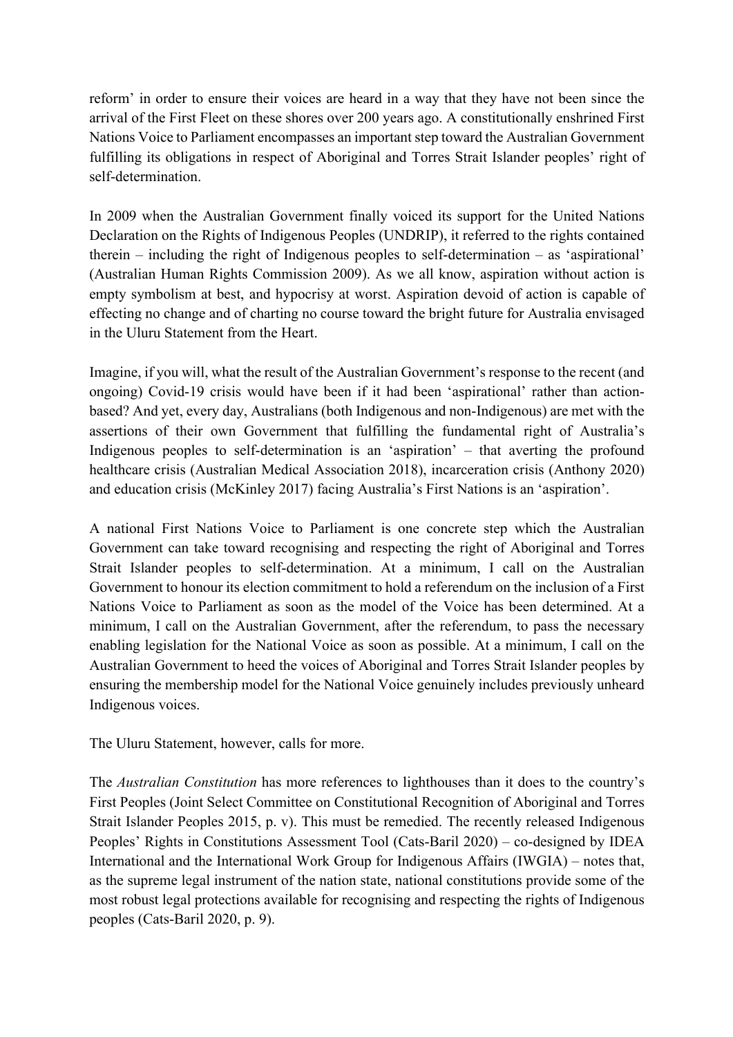reform' in order to ensure their voices are heard in a way that they have not been since the arrival of the First Fleet on these shores over 200 years ago. A constitutionally enshrined First Nations Voice to Parliament encompasses an important step toward the Australian Government fulfilling its obligations in respect of Aboriginal and Torres Strait Islander peoples' right of self-determination.

In 2009 when the Australian Government finally voiced its support for the United Nations Declaration on the Rights of Indigenous Peoples (UNDRIP), it referred to the rights contained therein – including the right of Indigenous peoples to self-determination – as 'aspirational' (Australian Human Rights Commission 2009). As we all know, aspiration without action is empty symbolism at best, and hypocrisy at worst. Aspiration devoid of action is capable of effecting no change and of charting no course toward the bright future for Australia envisaged in the Uluru Statement from the Heart.

Imagine, if you will, what the result of the Australian Government's response to the recent (and ongoing) Covid-19 crisis would have been if it had been 'aspirational' rather than action-based? And yet, every day, Australians (both Indigenous and non-Indigenous) are met with the assertions of their own Government that fulfilling the fundamental right of Australia's Indigenous peoples to self-determination is an 'aspiration' – that averting the profound healthcare crisis (Australian Medical Association 2018), incarceration crisis (Anthony 2020) and education crisis (McKinley 2017) facing Australia's First Nations is an 'aspiration'.

A national First Nations Voice to Parliament is one concrete step which the Australian Government can take toward recognising and respecting the right of Aboriginal and Torres Strait Islander peoples to self-determination. At a minimum, I call on the Australian Government to honour its election commitment to hold a referendum on the inclusion of a First Nations Voice to Parliament as soon as the model of the Voice has been determined. At a minimum, I call on the Australian Government, after the referendum, to pass the necessary enabling legislation for the National Voice as soon as possible. At a minimum, I call on the Australian Government to heed the voices of Aboriginal and Torres Strait Islander peoples by ensuring the membership model for the National Voice genuinely includes previously unheard Indigenous voices.

The Uluru Statement, however, calls for more.

The *Australian Constitution* has more references to lighthouses than it does to the country's First Peoples (Joint Select Committee on Constitutional Recognition of Aboriginal and Torres Strait Islander Peoples 2015, p. v). This must be remedied. The recently released Indigenous Peoples' Rights in Constitutions Assessment Tool (Cats-Baril 2020) – co-designed by IDEA International and the International Work Group for Indigenous Affairs (IWGIA) – notes that, as the supreme legal instrument of the nation state, national constitutions provide some of the most robust legal protections available for recognising and respecting the rights of Indigenous peoples (Cats-Baril 2020, p. 9).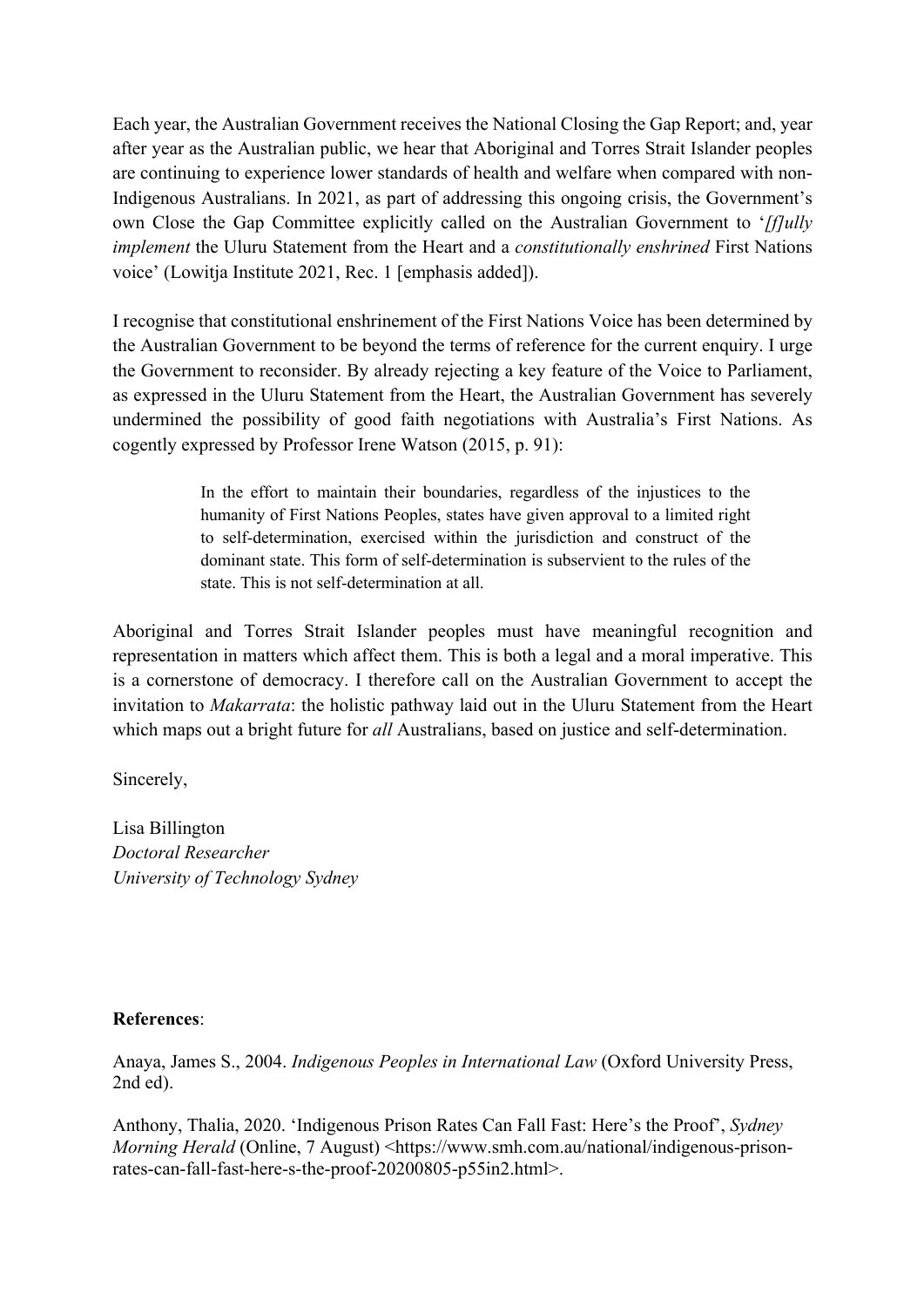Each year, the Australian Government receives the National Closing the Gap Report; and, year after year as the Australian public, we hear that Aboriginal and Torres Strait Islander peoples are continuing to experience lower standards of health and welfare when compared with non-Indigenous Australians. In 2021, as part of addressing this ongoing crisis, the Government's own Close the Gap Committee explicitly called on the Australian Government to '*[f]ully implement* the Uluru Statement from the Heart and a *constitutionally enshrined* First Nations voice' (Lowitja Institute 2021, Rec. 1 [emphasis added]).

I recognise that constitutional enshrinement of the First Nations Voice has been determined by the Australian Government to be beyond the terms of reference for the current enquiry. I urge the Government to reconsider. By already rejecting a key feature of the Voice to Parliament, as expressed in the Uluru Statement from the Heart, the Australian Government has severely undermined the possibility of good faith negotiations with Australia's First Nations. As cogently expressed by Professor Irene Watson (2015, p. 91):

> In the effort to maintain their boundaries, regardless of the injustices to the humanity of First Nations Peoples, states have given approval to a limited right to self-determination, exercised within the jurisdiction and construct of the dominant state. This form of self-determination is subservient to the rules of the state. This is not self-determination at all.

Aboriginal and Torres Strait Islander peoples must have meaningful recognition and representation in matters which affect them. This is both a legal and a moral imperative. This is a cornerstone of democracy. I therefore call on the Australian Government to accept the invitation to *Makarrata*: the holistic pathway laid out in the Uluru Statement from the Heart which maps out a bright future for *all* Australians, based on justice and self-determination.

Sincerely,

Lisa Billington
*Doctoral Researcher*
*University of Technology Sydney*

**References**:

Anaya, James S., 2004. *Indigenous Peoples in International Law* (Oxford University Press, 2nd ed).

Anthony, Thalia, 2020. 'Indigenous Prison Rates Can Fall Fast: Here's the Proof', *Sydney Morning Herald* (Online, 7 August) <https://www.smh.com.au/national/indigenous-prison-rates-can-fall-fast-here-s-the-proof-20200805-p55in2.html>.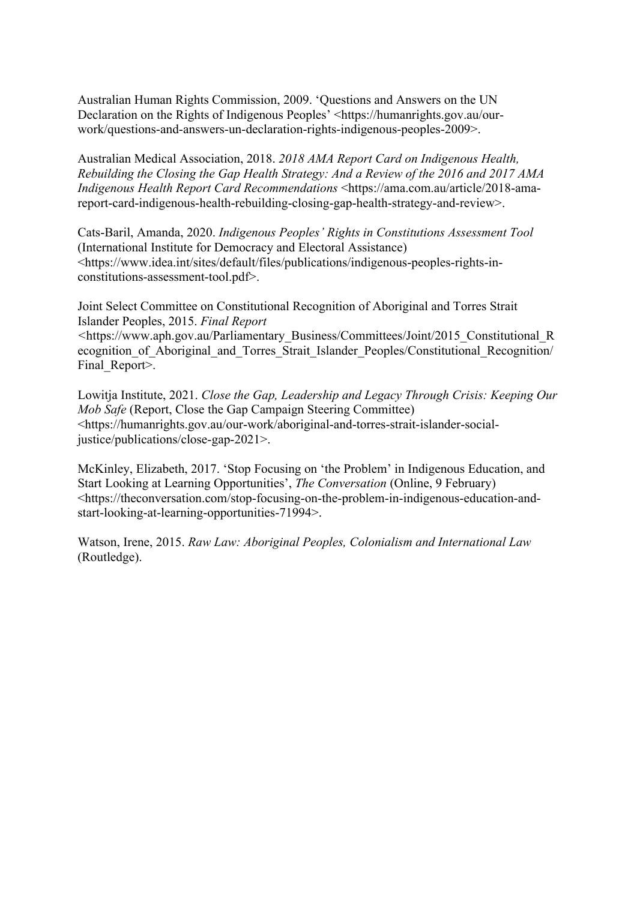Australian Human Rights Commission, 2009. 'Questions and Answers on the UN Declaration on the Rights of Indigenous Peoples' <https://humanrights.gov.au/our-work/questions-and-answers-un-declaration-rights-indigenous-peoples-2009>.

Australian Medical Association, 2018. *2018 AMA Report Card on Indigenous Health, Rebuilding the Closing the Gap Health Strategy: And a Review of the 2016 and 2017 AMA Indigenous Health Report Card Recommendations* <https://ama.com.au/article/2018-ama-report-card-indigenous-health-rebuilding-closing-gap-health-strategy-and-review>.

Cats-Baril, Amanda, 2020. *Indigenous Peoples' Rights in Constitutions Assessment Tool* (International Institute for Democracy and Electoral Assistance) <https://www.idea.int/sites/default/files/publications/indigenous-peoples-rights-in-constitutions-assessment-tool.pdf>.

Joint Select Committee on Constitutional Recognition of Aboriginal and Torres Strait Islander Peoples, 2015. *Final Report* <https://www.aph.gov.au/Parliamentary_Business/Committees/Joint/2015_Constitutional_Recognition_of_Aboriginal_and_Torres_Strait_Islander_Peoples/Constitutional_Recognition/Final_Report>.

Lowitja Institute, 2021. *Close the Gap, Leadership and Legacy Through Crisis: Keeping Our Mob Safe* (Report, Close the Gap Campaign Steering Committee) <https://humanrights.gov.au/our-work/aboriginal-and-torres-strait-islander-social-justice/publications/close-gap-2021>.

McKinley, Elizabeth, 2017. 'Stop Focusing on 'the Problem' in Indigenous Education, and Start Looking at Learning Opportunities', *The Conversation* (Online, 9 February) <https://theconversation.com/stop-focusing-on-the-problem-in-indigenous-education-and-start-looking-at-learning-opportunities-71994>.

Watson, Irene, 2015. *Raw Law: Aboriginal Peoples, Colonialism and International Law* (Routledge).